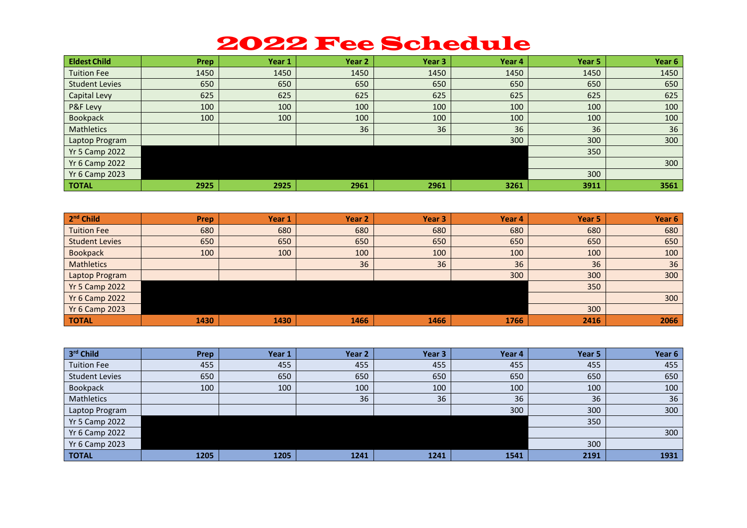# 2022 Fee Schedule

| Eldest Child | Prep | Year 1 | Year 2 | Year 3 | Year 4 | Year 5 | Year 6 |
|---|---|---|---|---|---|---|---|
| Tuition Fee | 1450 | 1450 | 1450 | 1450 | 1450 | 1450 | 1450 |
| Student Levies | 650 | 650 | 650 | 650 | 650 | 650 | 650 |
| Capital Levy | 625 | 625 | 625 | 625 | 625 | 625 | 625 |
| P&F Levy | 100 | 100 | 100 | 100 | 100 | 100 | 100 |
| Bookpack | 100 | 100 | 100 | 100 | 100 | 100 | 100 |
| Mathletics | | | 36 | 36 | 36 | 36 | 36 |
| Laptop Program | | | | | 300 | 300 | 300 |
| Yr 5 Camp 2022 | | | | | | 350 | |
| Yr 6 Camp 2022 | | | | | | | 300 |
| Yr 6 Camp 2023 | | | | | | 300 | |
| **TOTAL** | **2925** | **2925** | **2961** | **2961** | **3261** | **3911** | **3561** |

| 2nd Child | Prep | Year 1 | Year 2 | Year 3 | Year 4 | Year 5 | Year 6 |
|---|---|---|---|---|---|---|---|
| Tuition Fee | 680 | 680 | 680 | 680 | 680 | 680 | 680 |
| Student Levies | 650 | 650 | 650 | 650 | 650 | 650 | 650 |
| Bookpack | 100 | 100 | 100 | 100 | 100 | 100 | 100 |
| Mathletics | | | 36 | 36 | 36 | 36 | 36 |
| Laptop Program | | | | | 300 | 300 | 300 |
| Yr 5 Camp 2022 | | | | | | 350 | |
| Yr 6 Camp 2022 | | | | | | | 300 |
| Yr 6 Camp 2023 | | | | | | 300 | |
| **TOTAL** | **1430** | **1430** | **1466** | **1466** | **1766** | **2416** | **2066** |

| 3rd Child | Prep | Year 1 | Year 2 | Year 3 | Year 4 | Year 5 | Year 6 |
|---|---|---|---|---|---|---|---|
| Tuition Fee | 455 | 455 | 455 | 455 | 455 | 455 | 455 |
| Student Levies | 650 | 650 | 650 | 650 | 650 | 650 | 650 |
| Bookpack | 100 | 100 | 100 | 100 | 100 | 100 | 100 |
| Mathletics | | | 36 | 36 | 36 | 36 | 36 |
| Laptop Program | | | | | 300 | 300 | 300 |
| Yr 5 Camp 2022 | | | | | | 350 | |
| Yr 6 Camp 2022 | | | | | | | 300 |
| Yr 6 Camp 2023 | | | | | | 300 | |
| **TOTAL** | **1205** | **1205** | **1241** | **1241** | **1541** | **2191** | **1931** |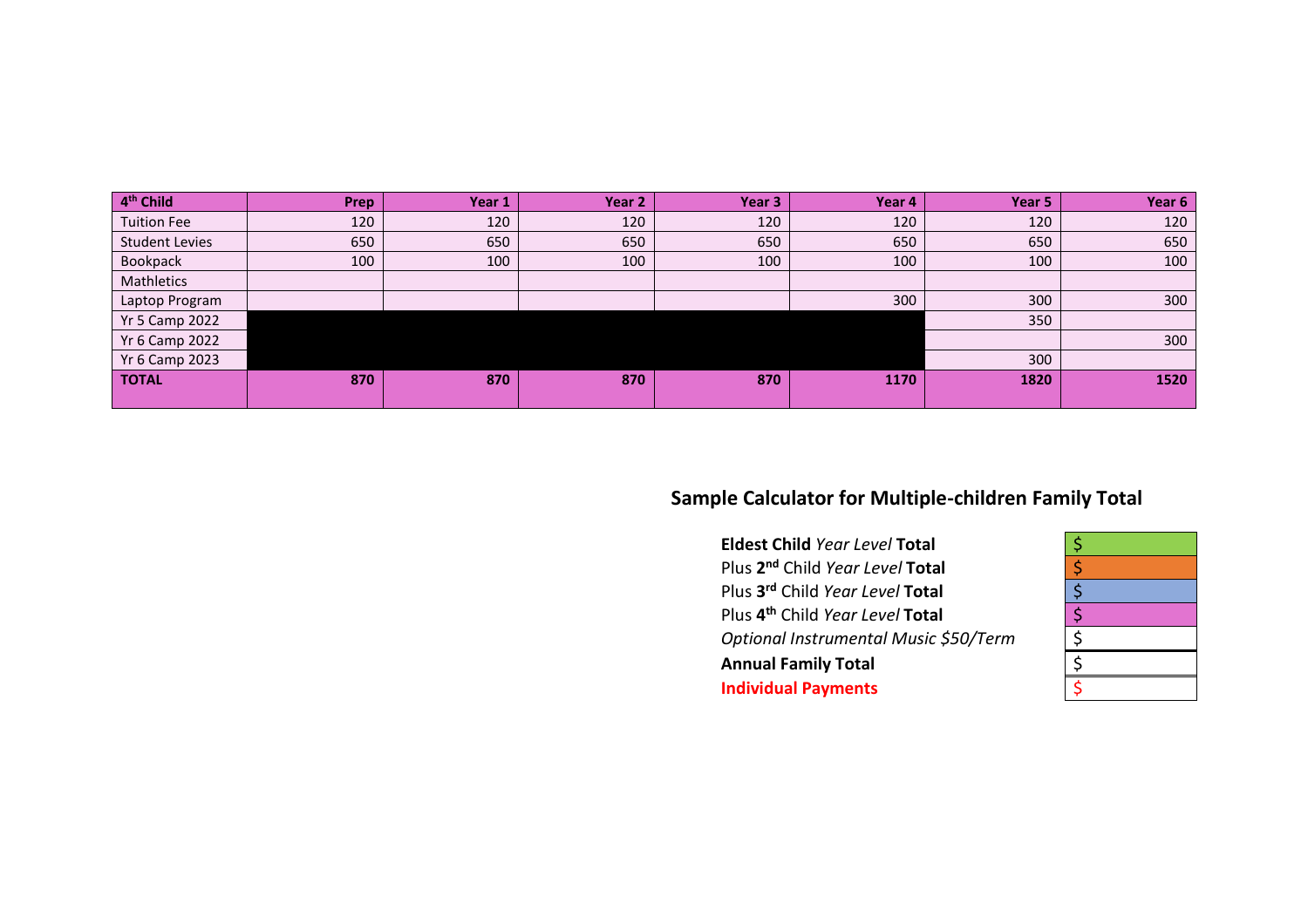| 4th Child | Prep | Year 1 | Year 2 | Year 3 | Year 4 | Year 5 | Year 6 |
|---|---|---|---|---|---|---|---|
| Tuition Fee | 120 | 120 | 120 | 120 | 120 | 120 | 120 |
| Student Levies | 650 | 650 | 650 | 650 | 650 | 650 | 650 |
| Bookpack | 100 | 100 | 100 | 100 | 100 | 100 | 100 |
| Mathletics | | | | | | | |
| Laptop Program | | | | | 300 | 300 | 300 |
| Yr 5 Camp 2022 | | | | | | 350 | |
| Yr 6 Camp 2022 | | | | | | | 300 |
| Yr 6 Camp 2023 | | | | | | 300 | |
| **TOTAL** | **870** | **870** | **870** | **870** | **1170** | **1820** | **1520** |

## Sample Calculator for Multiple-children Family Total

| | |
|---|---|
| **Eldest Child** *Year Level* **Total** | $ |
| Plus **2nd** Child *Year Level* **Total** | $ |
| Plus **3rd** Child *Year Level* **Total** | $ |
| Plus **4th** Child *Year Level* **Total** | $ |
| *Optional Instrumental Music $50/Term* | $ |
| **Annual Family Total** | $ |
| **Individual Payments** | $ |